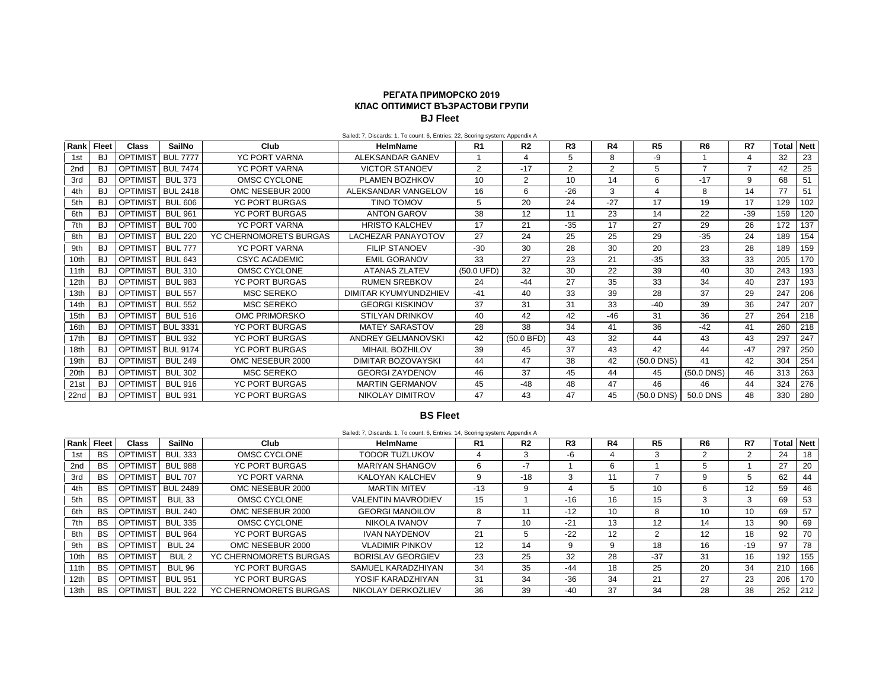## РЕГАТА ПРИМОРСКО 2019
## КЛАС ОПТИМИСТ ВЪЗРАСТОВИ ГРУПИ
### BJ Fleet

Sailed: 7, Discards: 1, To count: 6, Entries: 22, Scoring system: Appendix A

| Rank | Fleet | Class | SailNo | Club | HelmName | R1 | R2 | R3 | R4 | R5 | R6 | R7 | Total | Nett |
|---|---|---|---|---|---|---|---|---|---|---|---|---|---|---|
| 1st | BJ | OPTIMIST | BUL 7777 | YC PORT VARNA | ALEKSANDAR GANEV | 1 | 4 | 5 | 8 | -9 | 1 | 4 | 32 | 23 |
| 2nd | BJ | OPTIMIST | BUL 7474 | YC PORT VARNA | VICTOR STANOEV | 2 | -17 | 2 | 2 | 5 | 7 | 7 | 42 | 25 |
| 3rd | BJ | OPTIMIST | BUL 373 | OMSC CYCLONE | PLAMEN BOZHKOV | 10 | 2 | 10 | 14 | 6 | -17 | 9 | 68 | 51 |
| 4th | BJ | OPTIMIST | BUL 2418 | OMC NESEBUR 2000 | ALEKSANDAR VANGELOV | 16 | 6 | -26 | 3 | 4 | 8 | 14 | 77 | 51 |
| 5th | BJ | OPTIMIST | BUL 606 | YC PORT BURGAS | TINO TOMOV | 5 | 20 | 24 | -27 | 17 | 19 | 17 | 129 | 102 |
| 6th | BJ | OPTIMIST | BUL 961 | YC PORT BURGAS | ANTON GAROV | 38 | 12 | 11 | 23 | 14 | 22 | -39 | 159 | 120 |
| 7th | BJ | OPTIMIST | BUL 700 | YC PORT VARNA | HRISTO KALCHEV | 17 | 21 | -35 | 17 | 27 | 29 | 26 | 172 | 137 |
| 8th | BJ | OPTIMIST | BUL 220 | YC CHERNOMORETS BURGAS | LACHEZAR PANAYOTOV | 27 | 24 | 25 | 25 | 29 | -35 | 24 | 189 | 154 |
| 9th | BJ | OPTIMIST | BUL 777 | YC PORT VARNA | FILIP STANOEV | -30 | 30 | 28 | 30 | 20 | 23 | 28 | 189 | 159 |
| 10th | BJ | OPTIMIST | BUL 643 | CSYC ACADEMIC | EMIL GORANOV | 33 | 27 | 23 | 21 | -35 | 33 | 33 | 205 | 170 |
| 11th | BJ | OPTIMIST | BUL 310 | OMSC CYCLONE | ATANAS ZLATEV | (50.0 UFD) | 32 | 30 | 22 | 39 | 40 | 30 | 243 | 193 |
| 12th | BJ | OPTIMIST | BUL 983 | YC PORT BURGAS | RUMEN SREBKOV | 24 | -44 | 27 | 35 | 33 | 34 | 40 | 237 | 193 |
| 13th | BJ | OPTIMIST | BUL 557 | MSC SEREKO | DIMITAR KYUMYUNDZHIEV | -41 | 40 | 33 | 39 | 28 | 37 | 29 | 247 | 206 |
| 14th | BJ | OPTIMIST | BUL 552 | MSC SEREKO | GEORGI KISKINOV | 37 | 31 | 31 | 33 | -40 | 39 | 36 | 247 | 207 |
| 15th | BJ | OPTIMIST | BUL 516 | OMC PRIMORSKO | STILYAN DRINKOV | 40 | 42 | 42 | -46 | 31 | 36 | 27 | 264 | 218 |
| 16th | BJ | OPTIMIST | BUL 3331 | YC PORT BURGAS | MATEY SARASTOV | 28 | 38 | 34 | 41 | 36 | -42 | 41 | 260 | 218 |
| 17th | BJ | OPTIMIST | BUL 932 | YC PORT BURGAS | ANDREY GELMANOVSKI | 42 | (50.0 BFD) | 43 | 32 | 44 | 43 | 43 | 297 | 247 |
| 18th | BJ | OPTIMIST | BUL 9174 | YC PORT BURGAS | MIHAIL BOZHILOV | 39 | 45 | 37 | 43 | 42 | 44 | -47 | 297 | 250 |
| 19th | BJ | OPTIMIST | BUL 249 | OMC NESEBUR 2000 | DIMITAR BOZOVAYSKI | 44 | 47 | 38 | 42 | (50.0 DNS) | 41 | 42 | 304 | 254 |
| 20th | BJ | OPTIMIST | BUL 302 | MSC SEREKO | GEORGI ZAYDENOV | 46 | 37 | 45 | 44 | 45 | (50.0 DNS) | 46 | 313 | 263 |
| 21st | BJ | OPTIMIST | BUL 916 | YC PORT BURGAS | MARTIN GERMANOV | 45 | -48 | 48 | 47 | 46 | 46 | 44 | 324 | 276 |
| 22nd | BJ | OPTIMIST | BUL 931 | YC PORT BURGAS | NIKOLAY DIMITROV | 47 | 43 | 47 | 45 | (50.0 DNS) | 50.0 DNS | 48 | 330 | 280 |

### BS Fleet

Sailed: 7, Discards: 1, To count: 6, Entries: 14, Scoring system: Appendix A

| Rank | Fleet | Class | SailNo | Club | HelmName | R1 | R2 | R3 | R4 | R5 | R6 | R7 | Total | Nett |
|---|---|---|---|---|---|---|---|---|---|---|---|---|---|---|
| 1st | BS | OPTIMIST | BUL 333 | OMSC CYCLONE | TODOR TUZLUKOV | 4 | 3 | -6 | 4 | 3 | 2 | 2 | 24 | 18 |
| 2nd | BS | OPTIMIST | BUL 988 | YC PORT BURGAS | MARIYAN SHANGOV | 6 | -7 | 1 | 6 | 1 | 5 | 1 | 27 | 20 |
| 3rd | BS | OPTIMIST | BUL 707 | YC PORT VARNA | KALOYAN KALCHEV | 9 | -18 | 3 | 11 | 7 | 9 | 5 | 62 | 44 |
| 4th | BS | OPTIMIST | BUL 2489 | OMC NESEBUR 2000 | MARTIN MITEV | -13 | 9 | 4 | 5 | 10 | 6 | 12 | 59 | 46 |
| 5th | BS | OPTIMIST | BUL 33 | OMSC CYCLONE | VALENTIN MAVRODIEV | 15 | 1 | -16 | 16 | 15 | 3 | 3 | 69 | 53 |
| 6th | BS | OPTIMIST | BUL 240 | OMC NESEBUR 2000 | GEORGI MANOILOV | 8 | 11 | -12 | 10 | 8 | 10 | 10 | 69 | 57 |
| 7th | BS | OPTIMIST | BUL 335 | OMSC CYCLONE | NIKOLA IVANOV | 7 | 10 | -21 | 13 | 12 | 14 | 13 | 90 | 69 |
| 8th | BS | OPTIMIST | BUL 964 | YC PORT BURGAS | IVAN NAYDENOV | 21 | 5 | -22 | 12 | 2 | 12 | 18 | 92 | 70 |
| 9th | BS | OPTIMIST | BUL 24 | OMC NESEBUR 2000 | VLADIMIR PINKOV | 12 | 14 | 9 | 9 | 18 | 16 | -19 | 97 | 78 |
| 10th | BS | OPTIMIST | BUL 2 | YC CHERNOMORETS BURGAS | BORISLAV GEORGIEV | 23 | 25 | 32 | 28 | -37 | 31 | 16 | 192 | 155 |
| 11th | BS | OPTIMIST | BUL 96 | YC PORT BURGAS | SAMUEL KARADZHIYAN | 34 | 35 | -44 | 18 | 25 | 20 | 34 | 210 | 166 |
| 12th | BS | OPTIMIST | BUL 951 | YC PORT BURGAS | YOSIF KARADZHIYAN | 31 | 34 | -36 | 34 | 21 | 27 | 23 | 206 | 170 |
| 13th | BS | OPTIMIST | BUL 222 | YC CHERNOMORETS BURGAS | NIKOLAY DERKOZLIEV | 36 | 39 | -40 | 37 | 34 | 28 | 38 | 252 | 212 |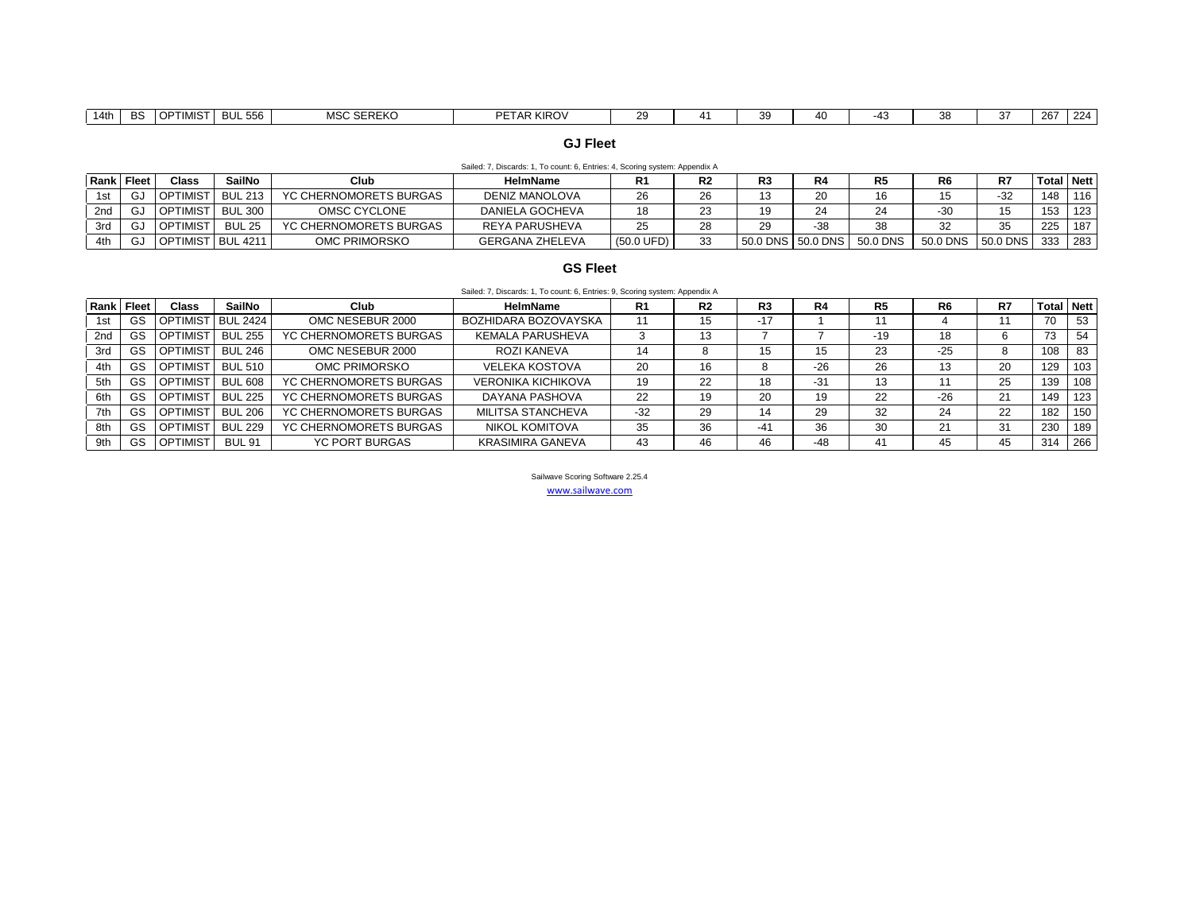| | | | | | | | | | | | | | | |
|---|---|---|---|---|---|---|---|---|---|---|---|---|---|---|
| 14th | BS | OPTIMIST | BUL 556 | MSC SEREKO | PETAR KIROV | 29 | 41 | 39 | 40 | -43 | 38 | 37 | 267 | 224 |

## GJ Fleet

Sailed: 7, Discards: 1, To count: 6, Entries: 4, Scoring system: Appendix A

| Rank | Fleet | Class | SailNo | Club | HelmName | R1 | R2 | R3 | R4 | R5 | R6 | R7 | Total | Nett |
|---|---|---|---|---|---|---|---|---|---|---|---|---|---|---|
| 1st | GJ | OPTIMIST | BUL 213 | YC CHERNOMORETS BURGAS | DENIZ MANOLOVA | 26 | 26 | 13 | 20 | 16 | 15 | -32 | 148 | 116 |
| 2nd | GJ | OPTIMIST | BUL 300 | OMSC CYCLONE | DANIELA GOCHEVA | 18 | 23 | 19 | 24 | 24 | -30 | 15 | 153 | 123 |
| 3rd | GJ | OPTIMIST | BUL 25 | YC CHERNOMORETS BURGAS | REYA PARUSHEVA | 25 | 28 | 29 | -38 | 38 | 32 | 35 | 225 | 187 |
| 4th | GJ | OPTIMIST | BUL 4211 | OMC PRIMORSKO | GERGANA ZHELEVA | (50.0 UFD) | 33 | 50.0 DNS | 50.0 DNS | 50.0 DNS | 50.0 DNS | 50.0 DNS | 333 | 283 |

## GS Fleet

Sailed: 7, Discards: 1, To count: 6, Entries: 9, Scoring system: Appendix A

| Rank | Fleet | Class | SailNo | Club | HelmName | R1 | R2 | R3 | R4 | R5 | R6 | R7 | Total | Nett |
|---|---|---|---|---|---|---|---|---|---|---|---|---|---|---|
| 1st | GS | OPTIMIST | BUL 2424 | OMC NESEBUR 2000 | BOZHIDARA BOZOVAYSKA | 11 | 15 | -17 | 1 | 11 | 4 | 11 | 70 | 53 |
| 2nd | GS | OPTIMIST | BUL 255 | YC CHERNOMORETS BURGAS | KEMALA PARUSHEVA | 3 | 13 | 7 | 7 | -19 | 18 | 6 | 73 | 54 |
| 3rd | GS | OPTIMIST | BUL 246 | OMC NESEBUR 2000 | ROZI KANEVA | 14 | 8 | 15 | 15 | 23 | -25 | 8 | 108 | 83 |
| 4th | GS | OPTIMIST | BUL 510 | OMC PRIMORSKO | VELEKA KOSTOVA | 20 | 16 | 8 | -26 | 26 | 13 | 20 | 129 | 103 |
| 5th | GS | OPTIMIST | BUL 608 | YC CHERNOMORETS BURGAS | VERONIKA KICHIKOVA | 19 | 22 | 18 | -31 | 13 | 11 | 25 | 139 | 108 |
| 6th | GS | OPTIMIST | BUL 225 | YC CHERNOMORETS BURGAS | DAYANA PASHOVA | 22 | 19 | 20 | 19 | 22 | -26 | 21 | 149 | 123 |
| 7th | GS | OPTIMIST | BUL 206 | YC CHERNOMORETS BURGAS | MILITSA STANCHEVA | -32 | 29 | 14 | 29 | 32 | 24 | 22 | 182 | 150 |
| 8th | GS | OPTIMIST | BUL 229 | YC CHERNOMORETS BURGAS | NIKOL KOMITOVA | 35 | 36 | -41 | 36 | 30 | 21 | 31 | 230 | 189 |
| 9th | GS | OPTIMIST | BUL 91 | YC PORT BURGAS | KRASIMIRA GANEVA | 43 | 46 | 46 | -48 | 41 | 45 | 45 | 314 | 266 |

Sailwave Scoring Software 2.25.4
www.sailwave.com